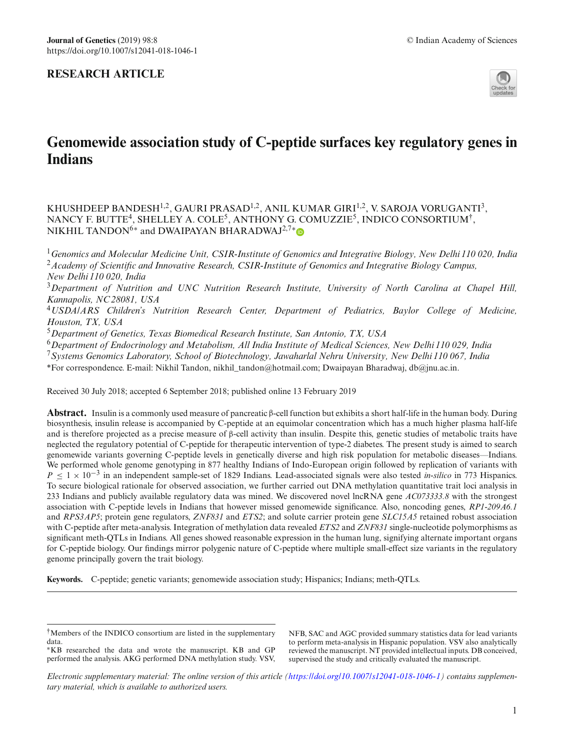## RESEARCH ARTICLE

# Genomewide association study of C-peptide surfaces key regulatory genes in Indians

KHUSHDEEP BANDESH[1,2], GAURI PRASAD[1,2], ANIL KUMAR GIRI[1,2], V. SAROJA VORUGANTI[3], NANCY F. BUTTE[4], SHELLEY A. COLE[5], ANTHONY G. COMUZZIE[5], INDICO CONSORTIUM[†], NIKHIL TANDON[6]* and DWAIPAYAN BHARADWAJ[2,7]*

[1] *Genomics and Molecular Medicine Unit, CSIR-Institute of Genomics and Integrative Biology, New Delhi 110 020, India*
[2] *Academy of Scientific and Innovative Research, CSIR-Institute of Genomics and Integrative Biology Campus, New Delhi 110 020, India*
[3] *Department of Nutrition and UNC Nutrition Research Institute, University of North Carolina at Chapel Hill, Kannapolis, NC 28081, USA*
[4] *USDA/ARS Children's Nutrition Research Center, Department of Pediatrics, Baylor College of Medicine, Houston, TX, USA*
[5] *Department of Genetics, Texas Biomedical Research Institute, San Antonio, TX, USA*
[6] *Department of Endocrinology and Metabolism, All India Institute of Medical Sciences, New Delhi 110 029, India*
[7] *Systems Genomics Laboratory, School of Biotechnology, Jawaharlal Nehru University, New Delhi 110 067, India*

*For correspondence. E-mail: Nikhil Tandon, nikhil_tandon@hotmail.com; Dwaipayan Bharadwaj, db@jnu.ac.in.

Received 30 July 2018; accepted 6 September 2018; published online 13 February 2019

**Abstract.** Insulin is a commonly used measure of pancreatic β-cell function but exhibits a short half-life in the human body. During biosynthesis, insulin release is accompanied by C-peptide at an equimolar concentration which has a much higher plasma half-life and is therefore projected as a precise measure of β-cell activity than insulin. Despite this, genetic studies of metabolic traits have neglected the regulatory potential of C-peptide for therapeutic intervention of type-2 diabetes. The present study is aimed to search genomewide variants governing C-peptide levels in genetically diverse and high risk population for metabolic diseases—Indians. We performed whole genome genotyping in 877 healthy Indians of Indo-European origin followed by replication of variants with $P \leq 1 \times 10^{-3}$ in an independent sample-set of 1829 Indians. Lead-associated signals were also tested *in-silico* in 773 Hispanics. To secure biological rationale for observed association, we further carried out DNA methylation quantitative trait loci analysis in 233 Indians and publicly available regulatory data was mined. We discovered novel lncRNA gene *AC073333.8* with the strongest association with C-peptide levels in Indians that however missed genomewide significance. Also, noncoding genes, *RP1-209A6.1* and *RPS3AP5*; protein gene regulators, *ZNF831* and *ETS2*; and solute carrier protein gene *SLC15A5* retained robust association with C-peptide after meta-analysis. Integration of methylation data revealed *ETS2* and *ZNF831* single-nucleotide polymorphisms as significant meth-QTLs in Indians. All genes showed reasonable expression in the human lung, signifying alternate important organs for C-peptide biology. Our findings mirror polygenic nature of C-peptide where multiple small-effect size variants in the regulatory genome principally govern the trait biology.

**Keywords.** C-peptide; genetic variants; genomewide association study; Hispanics; Indians; meth-QTLs.

---

†Members of the INDICO consortium are listed in the supplementary data.

*KB researched the data and wrote the manuscript. KB and GP performed the analysis. AKG performed DNA methylation study. VSV, NFB, SAC and AGC provided summary statistics data for lead variants to perform meta-analysis in Hispanic population. VSV also analytically reviewed the manuscript. NT provided intellectual inputs. DB conceived, supervised the study and critically evaluated the manuscript.

*Electronic supplementary material: The online version of this article (https://doi.org/10.1007/s12041-018-1046-1) contains supplementary material, which is available to authorized users.*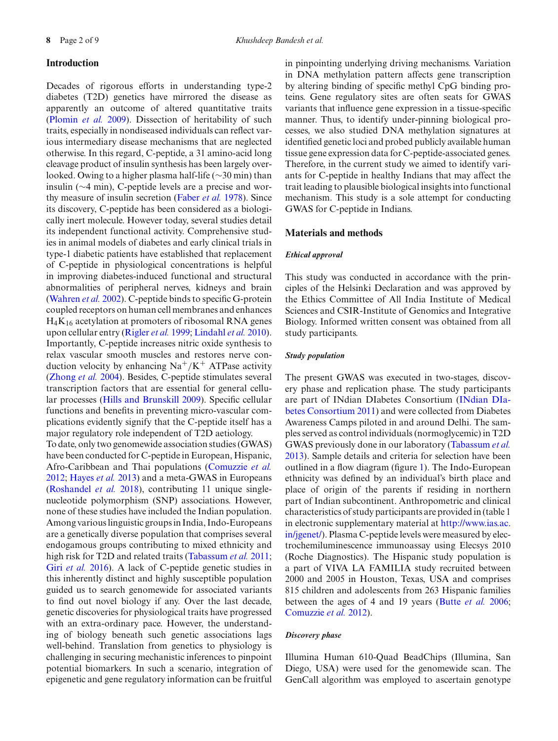## Introduction

Decades of rigorous efforts in understanding type-2 diabetes (T2D) genetics have mirrored the disease as apparently an outcome of altered quantitative traits (Plomin *et al.* 2009). Dissection of heritability of such traits, especially in nondiseased individuals can reflect various intermediary disease mechanisms that are neglected otherwise. In this regard, C-peptide, a 31 amino-acid long cleavage product of insulin synthesis has been largely overlooked. Owing to a higher plasma half-life (~30 min) than insulin (~4 min), C-peptide levels are a precise and worthy measure of insulin secretion (Faber *et al.* 1978). Since its discovery, C-peptide has been considered as a biologically inert molecule. However today, several studies detail its independent functional activity. Comprehensive studies in animal models of diabetes and early clinical trials in type-1 diabetic patients have established that replacement of C-peptide in physiological concentrations is helpful in improving diabetes-induced functional and structural abnormalities of peripheral nerves, kidneys and brain (Wahren *et al.* 2002). C-peptide binds to specific G-protein coupled receptors on human cell membranes and enhances $H_4K_{16}$ acetylation at promoters of ribosomal RNA genes upon cellular entry (Rigler *et al.* 1999; Lindahl *et al.* 2010). Importantly, C-peptide increases nitric oxide synthesis to relax vascular smooth muscles and restores nerve conduction velocity by enhancing $Na^+/K^+$ ATPase activity (Zhong *et al.* 2004). Besides, C-peptide stimulates several transcription factors that are essential for general cellular processes (Hills and Brunskill 2009). Specific cellular functions and benefits in preventing micro-vascular complications evidently signify that the C-peptide itself has a major regulatory role independent of T2D aetiology.

To date, only two genomewide association studies (GWAS) have been conducted for C-peptide in European, Hispanic, Afro-Caribbean and Thai populations (Comuzzie *et al.* 2012; Hayes *et al.* 2013) and a meta-GWAS in Europeans (Roshandel *et al.* 2018), contributing 11 unique single-nucleotide polymorphism (SNP) associations. However, none of these studies have included the Indian population. Among various linguistic groups in India, Indo-Europeans are a genetically diverse population that comprises several endogamous groups contributing to mixed ethnicity and high risk for T2D and related traits (Tabassum *et al.* 2011; Giri *et al.* 2016). A lack of C-peptide genetic studies in this inherently distinct and highly susceptible population guided us to search genomewide for associated variants to find out novel biology if any. Over the last decade, genetic discoveries for physiological traits have progressed with an extra-ordinary pace. However, the understanding of biology beneath such genetic associations lags well-behind. Translation from genetics to physiology is challenging in securing mechanistic inferences to pinpoint potential biomarkers. In such a scenario, integration of epigenetic and gene regulatory information can be fruitful in pinpointing underlying driving mechanisms. Variation in DNA methylation pattern affects gene transcription by altering binding of specific methyl CpG binding proteins. Gene regulatory sites are often seats for GWAS variants that influence gene expression in a tissue-specific manner. Thus, to identify under-pinning biological processes, we also studied DNA methylation signatures at identified genetic loci and probed publicly available human tissue gene expression data for C-peptide-associated genes. Therefore, in the current study we aimed to identify variants for C-peptide in healthy Indians that may affect the trait leading to plausible biological insights into functional mechanism. This study is a sole attempt for conducting GWAS for C-peptide in Indians.

## Materials and methods

### *Ethical approval*

This study was conducted in accordance with the principles of the Helsinki Declaration and was approved by the Ethics Committee of All India Institute of Medical Sciences and CSIR-Institute of Genomics and Integrative Biology. Informed written consent was obtained from all study participants.

### *Study population*

The present GWAS was executed in two-stages, discovery phase and replication phase. The study participants are part of INdian DIabetes Consortium (INdian DIabetes Consortium 2011) and were collected from Diabetes Awareness Camps piloted in and around Delhi. The samples served as control individuals (normoglycemic) in T2D GWAS previously done in our laboratory (Tabassum *et al.* 2013). Sample details and criteria for selection have been outlined in a flow diagram (figure 1). The Indo-European ethnicity was defined by an individual's birth place and place of origin of the parents if residing in northern part of Indian subcontinent. Anthropometric and clinical characteristics of study participants are provided in (table 1 in electronic supplementary material at http://www.ias.ac.in/jgenet/). Plasma C-peptide levels were measured by electrochemiluminescence immunoassay using Elecsys 2010 (Roche Diagnostics). The Hispanic study population is a part of VIVA LA FAMILIA study recruited between 2000 and 2005 in Houston, Texas, USA and comprises 815 children and adolescents from 263 Hispanic families between the ages of 4 and 19 years (Butte *et al.* 2006; Comuzzie *et al.* 2012).

### *Discovery phase*

Illumina Human 610-Quad BeadChips (Illumina, San Diego, USA) were used for the genomewide scan. The GenCall algorithm was employed to ascertain genotype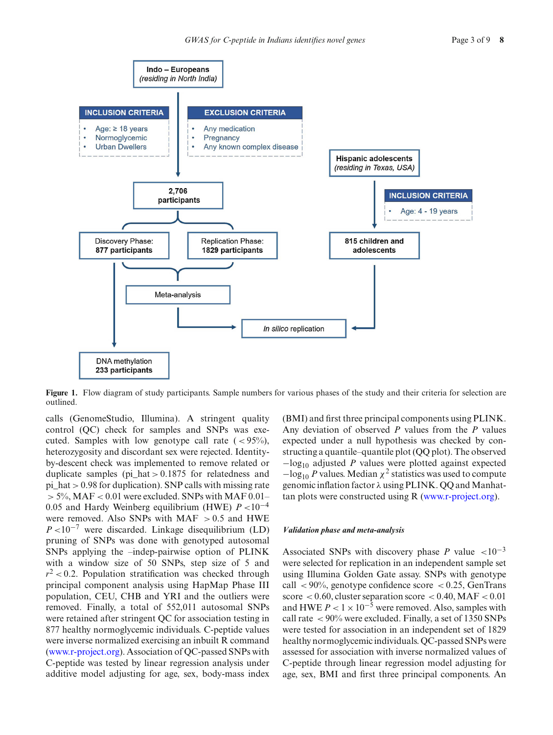Indo – Europeans
(residing in North India)

**INCLUSION CRITERIA**
- Age: ≥ 18 years
- Normoglycemic
- Urban Dwellers

**EXCLUSION CRITERIA**
- Any medication
- Pregnancy
- Any known complex disease

2,706 participants

Discovery Phase: 877 participants

Replication Phase: 1829 participants

Meta-analysis

DNA methylation 233 participants

Hispanic adolescents
(residing in Texas, USA)

**INCLUSION CRITERIA**
- Age: 4 - 19 years

815 children and adolescents

*In silico* replication

**Figure 1.** Flow diagram of study participants. Sample numbers for various phases of the study and their criteria for selection are outlined.

calls (GenomeStudio, Illumina). A stringent quality control (QC) check for samples and SNPs was executed. Samples with low genotype call rate ($<95\%$), heterozygosity and discordant sex were rejected. Identity-by-descent check was implemented to remove related or duplicate samples (pi_hat > 0.1875 for relatedness and pi_hat > 0.98 for duplication). SNP calls with missing rate $>5\%$, MAF $<0.01$ were excluded. SNPs with MAF 0.01–0.05 and Hardy Weinberg equilibrium (HWE) $P<10^{-4}$ were removed. Also SNPs with MAF $>0.5$ and HWE $P<10^{-7}$ were discarded. Linkage disequilibrium (LD) pruning of SNPs was done with genotyped autosomal SNPs applying the –indep-pairwise option of PLINK with a window size of 50 SNPs, step size of 5 and $r^2<0.2$. Population stratification was checked through principal component analysis using HapMap Phase III population, CEU, CHB and YRI and the outliers were removed. Finally, a total of 552,011 autosomal SNPs were retained after stringent QC for association testing in 877 healthy normoglycemic individuals. C-peptide values were inverse normalized exercising an inbuilt R command (www.r-project.org). Association of QC-passed SNPs with C-peptide was tested by linear regression analysis under additive model adjusting for age, sex, body-mass index (BMI) and first three principal components using PLINK. Any deviation of observed $P$ values from the $P$ values expected under a null hypothesis was checked by constructing a quantile–quantile plot (QQ plot). The observed $-\log_{10}$ adjusted $P$ values were plotted against expected $-\log_{10}$ $P$ values. Median $\chi^2$ statistics was used to compute genomic inflation factor $\lambda$ using PLINK. QQ and Manhattan plots were constructed using R (www.r-project.org).

#### *Validation phase and meta-analysis*

Associated SNPs with discovery phase $P$ value $<10^{-3}$ were selected for replication in an independent sample set using Illumina Golden Gate assay. SNPs with genotype call $<90\%$, genotype confidence score $<0.25$, GenTrans score $<0.60$, cluster separation score $<0.40$, MAF $<0.01$ and HWE $P<1\times10^{-5}$ were removed. Also, samples with call rate $<90\%$ were excluded. Finally, a set of 1350 SNPs were tested for association in an independent set of 1829 healthy normoglycemic individuals. QC-passed SNPs were assessed for association with inverse normalized values of C-peptide through linear regression model adjusting for age, sex, BMI and first three principal components. An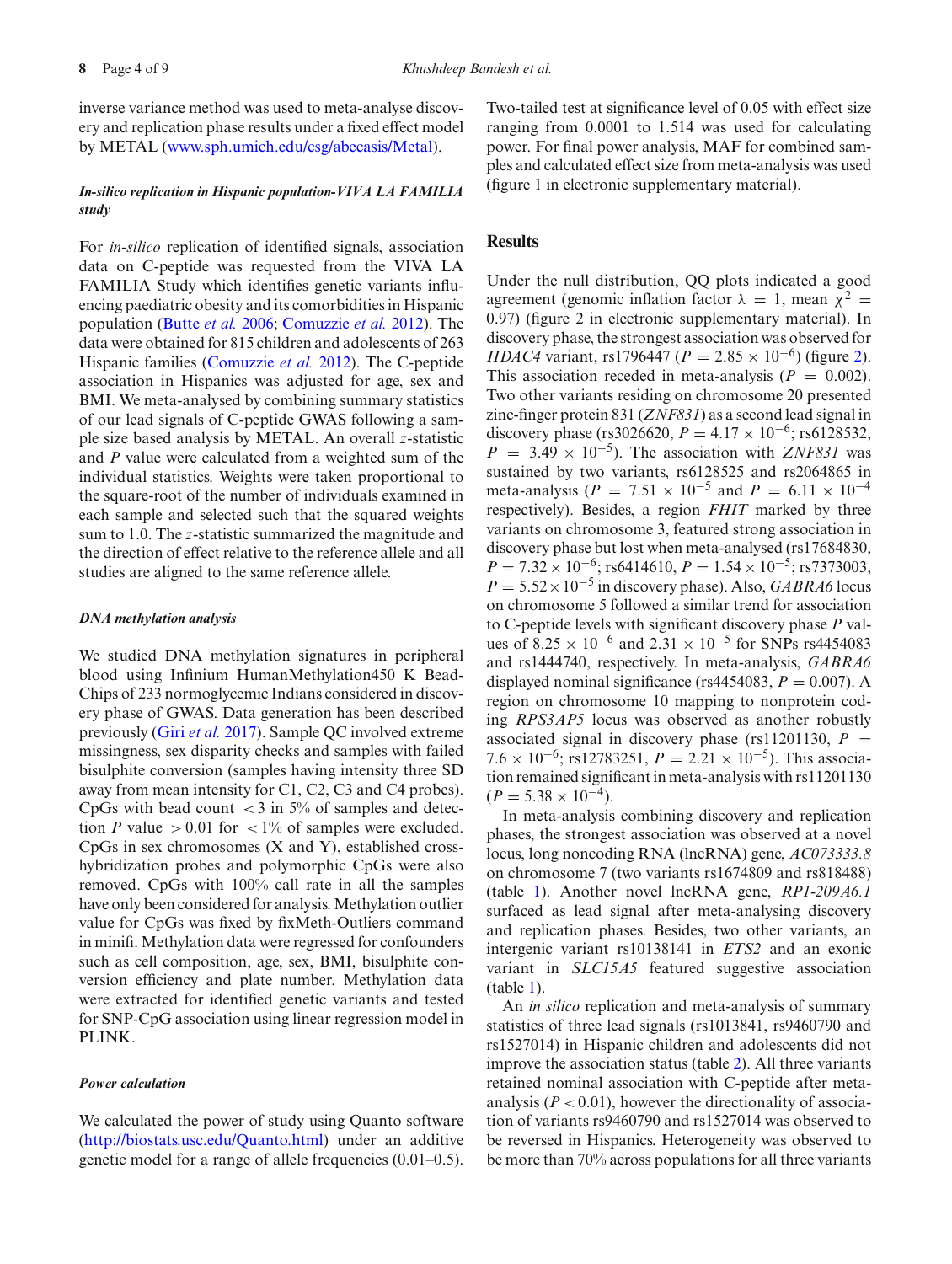inverse variance method was used to meta-analyse discovery and replication phase results under a fixed effect model by METAL (www.sph.umich.edu/csg/abecasis/Metal).

#### *In-silico replication in Hispanic population-VIVA LA FAMILIA study*

For *in-silico* replication of identified signals, association data on C-peptide was requested from the VIVA LA FAMILIA Study which identifies genetic variants influencing paediatric obesity and its comorbidities in Hispanic population (Butte *et al.* 2006; Comuzzie *et al.* 2012). The data were obtained for 815 children and adolescents of 263 Hispanic families (Comuzzie *et al.* 2012). The C-peptide association in Hispanics was adjusted for age, sex and BMI. We meta-analysed by combining summary statistics of our lead signals of C-peptide GWAS following a sample size based analysis by METAL. An overall $z$-statistic and $P$ value were calculated from a weighted sum of the individual statistics. Weights were taken proportional to the square-root of the number of individuals examined in each sample and selected such that the squared weights sum to 1.0. The $z$-statistic summarized the magnitude and the direction of effect relative to the reference allele and all studies are aligned to the same reference allele.

#### *DNA methylation analysis*

We studied DNA methylation signatures in peripheral blood using Infinium HumanMethylation450 K Bead-Chips of 233 normoglycemic Indians considered in discovery phase of GWAS. Data generation has been described previously (Giri *et al.* 2017). Sample QC involved extreme missingness, sex disparity checks and samples with failed bisulphite conversion (samples having intensity three SD away from mean intensity for C1, C2, C3 and C4 probes). CpGs with bead count $< 3$ in 5% of samples and detection $P$ value $> 0.01$ for $< 1$% of samples were excluded. CpGs in sex chromosomes (X and Y), established cross-hybridization probes and polymorphic CpGs were also removed. CpGs with 100% call rate in all the samples have only been considered for analysis. Methylation outlier value for CpGs was fixed by fixMeth-Outliers command in minifi. Methylation data were regressed for confounders such as cell composition, age, sex, BMI, bisulphite conversion efficiency and plate number. Methylation data were extracted for identified genetic variants and tested for SNP-CpG association using linear regression model in PLINK.

#### *Power calculation*

We calculated the power of study using Quanto software (http://biostats.usc.edu/Quanto.html) under an additive genetic model for a range of allele frequencies (0.01–0.5). Two-tailed test at significance level of 0.05 with effect size ranging from 0.0001 to 1.514 was used for calculating power. For final power analysis, MAF for combined samples and calculated effect size from meta-analysis was used (figure 1 in electronic supplementary material).

## Results

Under the null distribution, QQ plots indicated a good agreement (genomic inflation factor $\lambda = 1$, mean $\chi^2 = 0.97$) (figure 2 in electronic supplementary material). In discovery phase, the strongest association was observed for *HDAC4* variant, rs1796447 ($P = 2.85 \times 10^{-6}$) (figure 2). This association receded in meta-analysis ($P = 0.002$). Two other variants residing on chromosome 20 presented zinc-finger protein 831 (*ZNF831*) as a second lead signal in discovery phase (rs3026620, $P = 4.17 \times 10^{-6}$; rs6128532, $P = 3.49 \times 10^{-5}$). The association with *ZNF831* was sustained by two variants, rs6128525 and rs2064865 in meta-analysis ($P = 7.51 \times 10^{-5}$ and $P = 6.11 \times 10^{-4}$ respectively). Besides, a region *FHIT* marked by three variants on chromosome 3, featured strong association in discovery phase but lost when meta-analysed (rs17684830, $P = 7.32 \times 10^{-6}$; rs6414610, $P = 1.54 \times 10^{-5}$; rs7373003, $P = 5.52 \times 10^{-5}$ in discovery phase). Also, *GABRA6* locus on chromosome 5 followed a similar trend for association to C-peptide levels with significant discovery phase $P$ values of $8.25 \times 10^{-6}$ and $2.31 \times 10^{-5}$ for SNPs rs4454083 and rs1444740, respectively. In meta-analysis, *GABRA6* displayed nominal significance (rs4454083, $P = 0.007$). A region on chromosome 10 mapping to nonprotein coding *RPS3AP5* locus was observed as another robustly associated signal in discovery phase (rs11201130, $P = 7.6 \times 10^{-6}$; rs12783251, $P = 2.21 \times 10^{-5}$). This association remained significant in meta-analysis with rs11201130 ($P = 5.38 \times 10^{-4}$).

In meta-analysis combining discovery and replication phases, the strongest association was observed at a novel locus, long noncoding RNA (lncRNA) gene, *AC073333.8* on chromosome 7 (two variants rs1674809 and rs818488) (table 1). Another novel lncRNA gene, *RP1-209A6.1* surfaced as lead signal after meta-analysing discovery and replication phases. Besides, two other variants, an intergenic variant rs10138141 in *ETS2* and an exonic variant in *SLC15A5* featured suggestive association (table 1).

An *in silico* replication and meta-analysis of summary statistics of three lead signals (rs1013841, rs9460790 and rs1527014) in Hispanic children and adolescents did not improve the association status (table 2). All three variants retained nominal association with C-peptide after meta-analysis ($P < 0.01$), however the directionality of association of variants rs9460790 and rs1527014 was observed to be reversed in Hispanics. Heterogeneity was observed to be more than 70% across populations for all three variants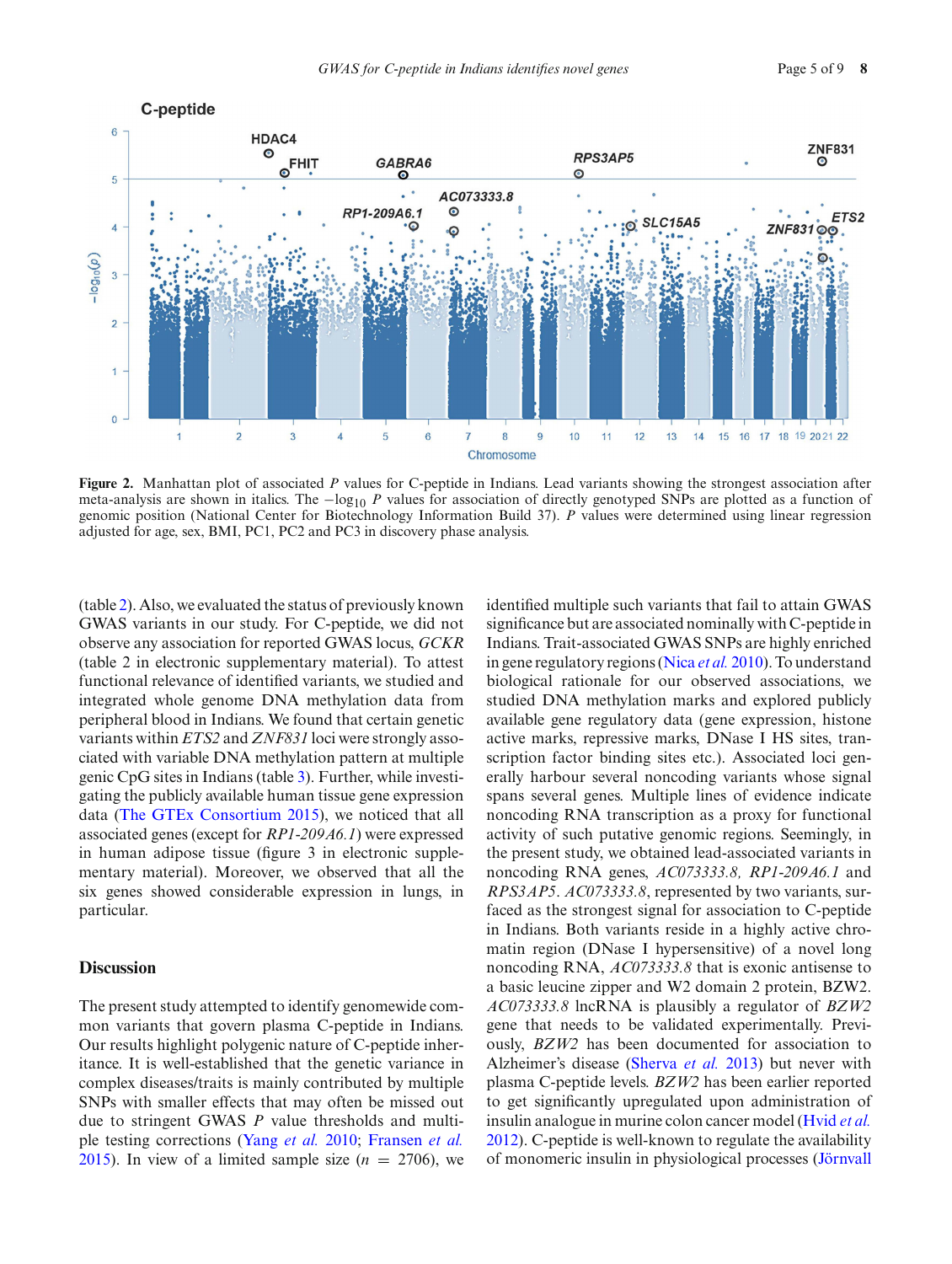**Figure 2.** Manhattan plot of associated *P* values for C-peptide in Indians. Lead variants showing the strongest association after meta-analysis are shown in italics. The $-\log_{10}$ *P* values for association of directly genotyped SNPs are plotted as a function of genomic position (National Center for Biotechnology Information Build 37). *P* values were determined using linear regression adjusted for age, sex, BMI, PC1, PC2 and PC3 in discovery phase analysis.

(table 2). Also, we evaluated the status of previously known GWAS variants in our study. For C-peptide, we did not observe any association for reported GWAS locus, *GCKR* (table 2 in electronic supplementary material). To attest functional relevance of identified variants, we studied and integrated whole genome DNA methylation data from peripheral blood in Indians. We found that certain genetic variants within *ETS2* and *ZNF831* loci were strongly associated with variable DNA methylation pattern at multiple genic CpG sites in Indians (table 3). Further, while investigating the publicly available human tissue gene expression data (The GTEx Consortium 2015), we noticed that all associated genes (except for *RP1-209A6.1*) were expressed in human adipose tissue (figure 3 in electronic supplementary material). Moreover, we observed that all the six genes showed considerable expression in lungs, in particular.

## Discussion

The present study attempted to identify genomewide common variants that govern plasma C-peptide in Indians. Our results highlight polygenic nature of C-peptide inheritance. It is well-established that the genetic variance in complex diseases/traits is mainly contributed by multiple SNPs with smaller effects that may often be missed out due to stringent GWAS *P* value thresholds and multiple testing corrections (Yang *et al.* 2010; Fransen *et al.* 2015). In view of a limited sample size ($n = 2706$), we identified multiple such variants that fail to attain GWAS significance but are associated nominally with C-peptide in Indians. Trait-associated GWAS SNPs are highly enriched in gene regulatory regions (Nica *et al.* 2010). To understand biological rationale for our observed associations, we studied DNA methylation marks and explored publicly available gene regulatory data (gene expression, histone active marks, repressive marks, DNase I HS sites, transcription factor binding sites etc.). Associated loci generally harbour several noncoding variants whose signal spans several genes. Multiple lines of evidence indicate noncoding RNA transcription as a proxy for functional activity of such putative genomic regions. Seemingly, in the present study, we obtained lead-associated variants in noncoding RNA genes, *AC073333.8*, *RP1-209A6.1* and *RPS3AP5*. *AC073333.8*, represented by two variants, surfaced as the strongest signal for association to C-peptide in Indians. Both variants reside in a highly active chromatin region (DNase I hypersensitive) of a novel long noncoding RNA, *AC073333.8* that is exonic antisense to a basic leucine zipper and W2 domain 2 protein, BZW2. *AC073333.8* lncRNA is plausibly a regulator of *BZW2* gene that needs to be validated experimentally. Previously, *BZW2* has been documented for association to Alzheimer's disease (Sherva *et al.* 2013) but never with plasma C-peptide levels. *BZW2* has been earlier reported to get significantly upregulated upon administration of insulin analogue in murine colon cancer model (Hvid *et al.* 2012). C-peptide is well-known to regulate the availability of monomeric insulin in physiological processes (Jörnvall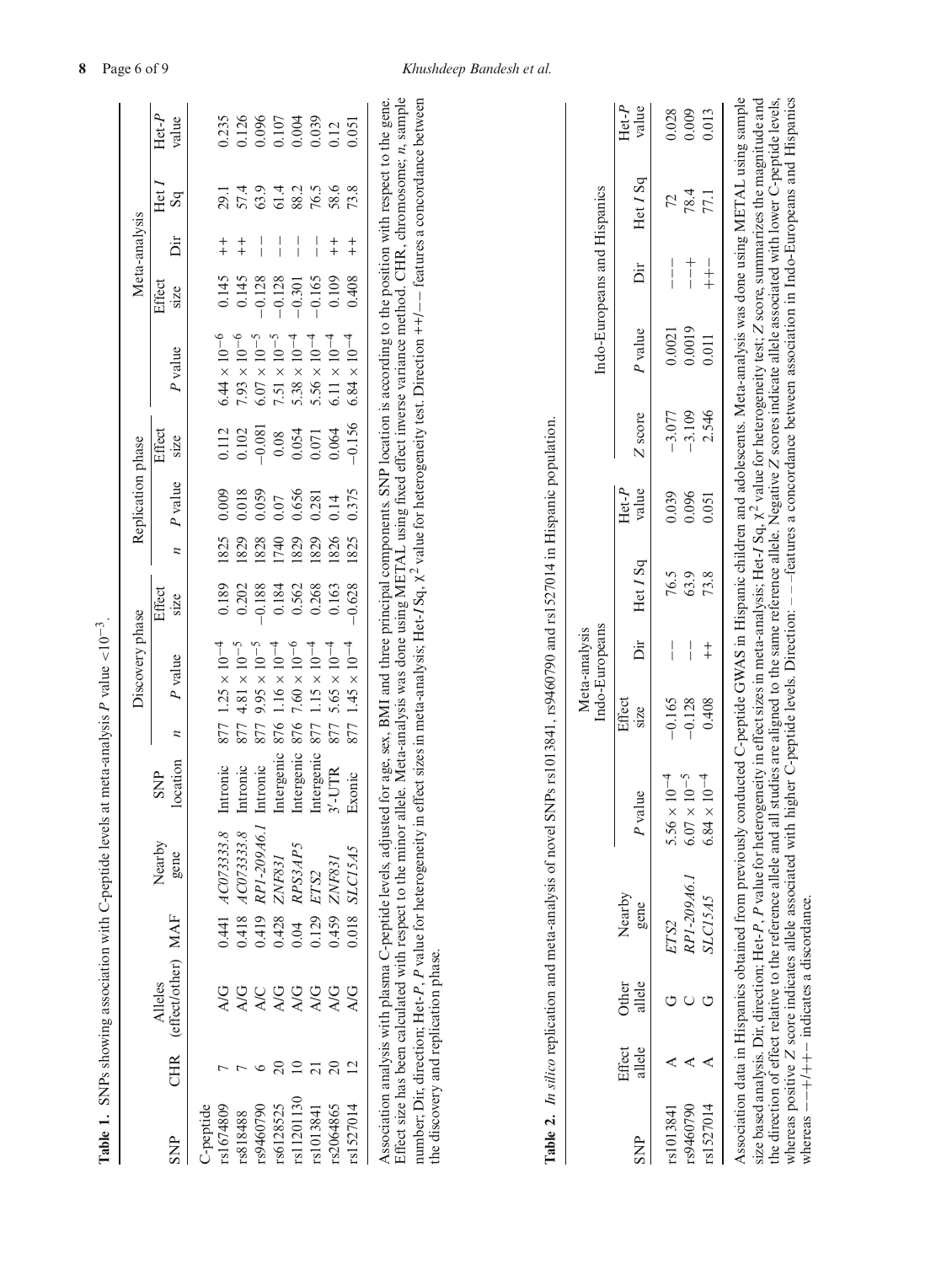**Table 1.** SNPs showing association with C-peptide levels at meta-analysis $P$ value $<10^{-3}$.

| SNP | CHR | Alleles (effect/other) | MAF | Nearby gene | SNP location | Discovery phase | | | Replication phase | | | Meta-analysis | | | | |
|---|---|---|---|---|---|---|---|---|---|---|---|---|---|---|---|---|
| | | | | | | $n$ | $P$ value | Effect size | $n$ | $P$ value | Effect size | $P$ value | Effect size | Dir | Het $I$ Sq | Het-$P$ value |
| C-peptide | | | | | | | | | | | | | | | | |
| rs1674809 | 7 | A/G | 0.441 | *AC073333.8* | Intronic | 877 | $1.25 \times 10^{-4}$ | 0.189 | 1825 | 0.009 | 0.112 | $6.44 \times 10^{-6}$ | 0.145 | ++ | 29.1 | 0.235 |
| rs818488 | 7 | A/G | 0.418 | *AC073333.8* | Intronic | 877 | $4.81 \times 10^{-5}$ | 0.202 | 1829 | 0.018 | 0.102 | $7.93 \times 10^{-6}$ | 0.145 | ++ | 57.4 | 0.126 |
| rs9460790 | 6 | A/C | 0.419 | *RP1-209A6.1* | Intronic | 877 | $9.95 \times 10^{-5}$ | −0.188 | 1828 | 0.059 | −0.081 | $6.07 \times 10^{-5}$ | −0.128 | −− | 63.9 | 0.096 |
| rs6128525 | 20 | A/G | 0.428 | *ZNF831* | Intergenic | 876 | $1.16 \times 10^{-4}$ | 0.184 | 1740 | 0.07 | 0.08 | $7.51 \times 10^{-5}$ | −0.128 | −− | 61.4 | 0.107 |
| rs11201130 | 10 | A/G | 0.04 | *RPS3AP5* | Intergenic | 876 | $7.60 \times 10^{-6}$ | 0.562 | 1829 | 0.656 | 0.054 | $5.38 \times 10^{-4}$ | −0.301 | −− | 88.2 | 0.004 |
| rs1013841 | 21 | A/G | 0.129 | *ETS2* | Intergenic | 877 | $1.15 \times 10^{-4}$ | 0.268 | 1829 | 0.281 | 0.071 | $5.56 \times 10^{-4}$ | −0.165 | −− | 76.5 | 0.039 |
| rs2064865 | 20 | A/G | 0.459 | *ZNF831* | 3′-UTR | 877 | $5.65 \times 10^{-4}$ | 0.163 | 1826 | 0.14 | 0.064 | $6.11 \times 10^{-4}$ | 0.109 | ++ | 58.6 | 0.12 |
| rs1527014 | 12 | A/G | 0.018 | *SLC15A5* | Exonic | 877 | $1.45 \times 10^{-4}$ | −0.628 | 1825 | 0.375 | −0.156 | $6.84 \times 10^{-4}$ | 0.408 | ++ | 73.8 | 0.051 |

Association analysis with plasma C-peptide levels, adjusted for age, sex, BMI and three principal components. SNP location is according to the position with respect to the gene. Effect size has been calculated with respect to the minor allele. Meta-analysis was done using METAL using fixed effect inverse variance method. CHR, chromosome; $n$, sample number; Dir, direction; Het-$P$, $P$ value for heterogeneity in effect sizes in meta-analysis; Het-$I$ Sq, $\chi^2$ value for heterogeneity test. Direction ++/−− features a concordance between the discovery and replication phase.

**Table 2.** *In silico* replication and meta-analysis of novel SNPs rs1013841, rs9460790 and rs1527014 in Hispanic population.

| SNP | Effect allele | Other allele | Nearby gene | $P$ value | Meta-analysis Indo-Europeans | | | | Indo-Europeans and Hispanics | | | | |
|---|---|---|---|---|---|---|---|---|---|---|---|---|---|
| | | | | | Effect size | Dir | Het $I$ Sq | Het-$P$ value | $Z$ score | $P$ value | Dir | Het $I$ Sq | Het-$P$ value |
| rs1013841 | A | G | *ETS2* | $5.56 \times 10^{-4}$ | −0.165 | −− | 76.5 | 0.039 | −3.077 | 0.0021 | −−− | 72 | 0.028 |
| rs9460790 | A | C | *RP1-209A6.1* | $6.07 \times 10^{-5}$ | −0.128 | −− | 63.9 | 0.096 | −3.109 | 0.0019 | −−+ | 78.4 | 0.009 |
| rs1527014 | A | G | *SLC15A5* | $6.84 \times 10^{-4}$ | 0.408 | ++ | 73.8 | 0.051 | 2.546 | 0.011 | ++− | 77.1 | 0.013 |

Association data in Hispanics obtained from previously conducted C-peptide GWAS in Hispanic children and adolescents. Meta-analysis was done using METAL using sample size based analysis. Dir, direction; Het-$P$, $P$ value for heterogeneity in effect sizes in meta-analysis; Het-$I$ Sq, $\chi^2$ value for heterogeneity test; $Z$ score, summarizes the magnitude and the direction of effect relative to the reference allele and all studies are aligned to the same reference allele. Negative $Z$ scores indicate allele associated with lower C-peptide levels, whereas positive $Z$ score indicates allele associated with higher C-peptide levels. Direction: −−−features a concordance between association in Indo-Europeans and Hispanics whereas −−+/++− indicates a discordance.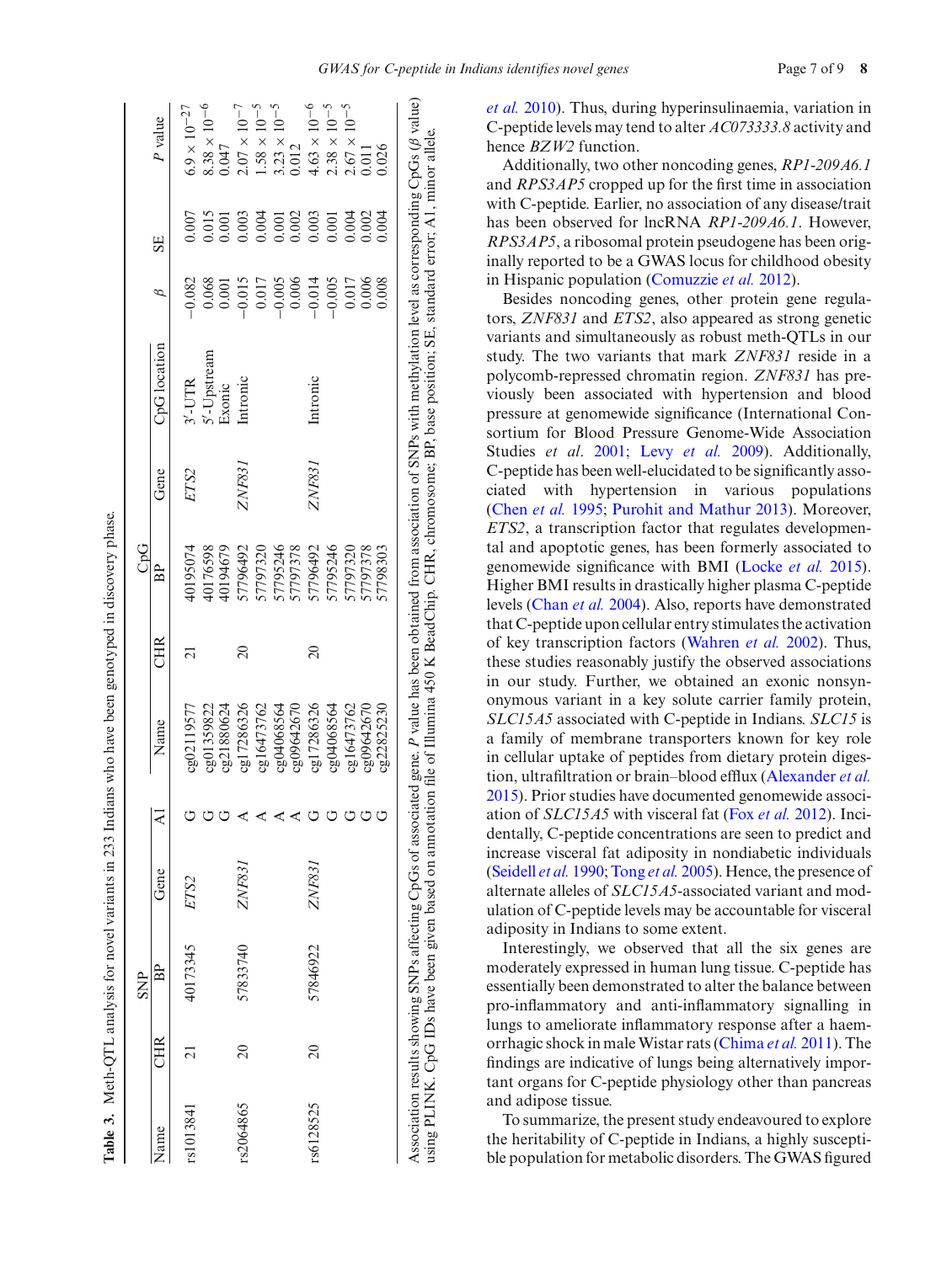**Table 3.** Meth-QTL analysis for novel variants in 233 Indians who have been genotyped in discovery phase.

| SNP | | | | | CpG | | | | | | |
|---|---|---|---|---|---|---|---|---|---|---|---|
| Name | CHR | BP | Gene | A1 | Name | CHR | BP | Gene | CpG location | $\beta$ | SE | P value |
| rs1013841 | 21 | 40173345 | *ETS2* | G | cg02119577 | 21 | 40195074 | *ETS2* | 3′-UTR | −0.082 | 0.007 | $6.9 \times 10^{-27}$ |
| | | | | G | cg01359822 | | 40176598 | | 5′-Upstream | 0.068 | 0.015 | $8.38 \times 10^{-6}$ |
| | | | | G | cg21880624 | | 40194679 | | Exonic | 0.001 | 0.001 | 0.047 |
| rs2064865 | 20 | 57833740 | *ZNF831* | A | cg17286326 | 20 | 57796492 | *ZNF831* | Intronic | −0.015 | 0.003 | $2.07 \times 10^{-7}$ |
| | | | | A | cg16473762 | | 57797320 | | | 0.017 | 0.004 | $1.58 \times 10^{-5}$ |
| | | | | A | cg04068564 | | 57795246 | | | −0.005 | 0.001 | $3.23 \times 10^{-5}$ |
| | | | | A | cg09642670 | | 57797378 | | | 0.006 | 0.002 | 0.012 |
| rs6128525 | 20 | 57846922 | *ZNF831* | G | cg17286326 | 20 | 57796492 | *ZNF831* | Intronic | −0.014 | 0.003 | $4.63 \times 10^{-6}$ |
| | | | | G | cg04068564 | | 57795246 | | | −0.005 | 0.001 | $2.38 \times 10^{-5}$ |
| | | | | G | cg16473762 | | 57797320 | | | 0.017 | 0.004 | $2.67 \times 10^{-5}$ |
| | | | | G | cg09642670 | | 57797378 | | | 0.006 | 0.002 | 0.011 |
| | | | | G | cg22825230 | | 57798303 | | | 0.008 | 0.004 | 0.026 |

Association results showing SNPs affecting CpGs of associated gene. *P* value has been obtained from association of SNPs with methylation level as corresponding CpGs ($\beta$ value) using PLINK. CpG IDs have been given based on annotation file of Illumina 450 K BeadChip. CHR, chromosome; BP, base position; SE, standard error; A1, minor allele.

*et al.* 2010). Thus, during hyperinsulinaemia, variation in C-peptide levels may tend to alter *AC073333.8* activity and hence *BZW2* function.

Additionally, two other noncoding genes, *RP1-209A6.1* and *RPS3AP5* cropped up for the first time in association with C-peptide. Earlier, no association of any disease/trait has been observed for lncRNA *RP1-209A6.1*. However, *RPS3AP5*, a ribosomal protein pseudogene has been originally reported to be a GWAS locus for childhood obesity in Hispanic population (Comuzzie *et al.* 2012).

Besides noncoding genes, other protein gene regulators, *ZNF831* and *ETS2*, also appeared as strong genetic variants and simultaneously as robust meth-QTLs in our study. The two variants that mark *ZNF831* reside in a polycomb-repressed chromatin region. *ZNF831* has previously been associated with hypertension and blood pressure at genomewide significance (International Consortium for Blood Pressure Genome-Wide Association Studies *et al.* 2001; Levy *et al.* 2009). Additionally, C-peptide has been well-elucidated to be significantly associated with hypertension in various populations (Chen *et al.* 1995; Purohit and Mathur 2013). Moreover, *ETS2*, a transcription factor that regulates developmental and apoptotic genes, has been formerly associated to genomewide significance with BMI (Locke *et al.* 2015). Higher BMI results in drastically higher plasma C-peptide levels (Chan *et al.* 2004). Also, reports have demonstrated that C-peptide upon cellular entry stimulates the activation of key transcription factors (Wahren *et al.* 2002). Thus, these studies reasonably justify the observed associations in our study. Further, we obtained an exonic nonsynonymous variant in a key solute carrier family protein, *SLC15A5* associated with C-peptide in Indians. *SLC15* is a family of membrane transporters known for key role in cellular uptake of peptides from dietary protein digestion, ultrafiltration or brain–blood efflux (Alexander *et al.* 2015). Prior studies have documented genomewide association of *SLC15A5* with visceral fat (Fox *et al.* 2012). Incidentally, C-peptide concentrations are seen to predict and increase visceral fat adiposity in nondiabetic individuals (Seidell *et al.* 1990; Tong *et al.* 2005). Hence, the presence of alternate alleles of *SLC15A5*-associated variant and modulation of C-peptide levels may be accountable for visceral adiposity in Indians to some extent.

Interestingly, we observed that all the six genes are moderately expressed in human lung tissue. C-peptide has essentially been demonstrated to alter the balance between pro-inflammatory and anti-inflammatory signalling in lungs to ameliorate inflammatory response after a haemorrhagic shock in male Wistar rats (Chima *et al.* 2011). The findings are indicative of lungs being alternatively important organs for C-peptide physiology other than pancreas and adipose tissue.

To summarize, the present study endeavoured to explore the heritability of C-peptide in Indians, a highly susceptible population for metabolic disorders. The GWAS figured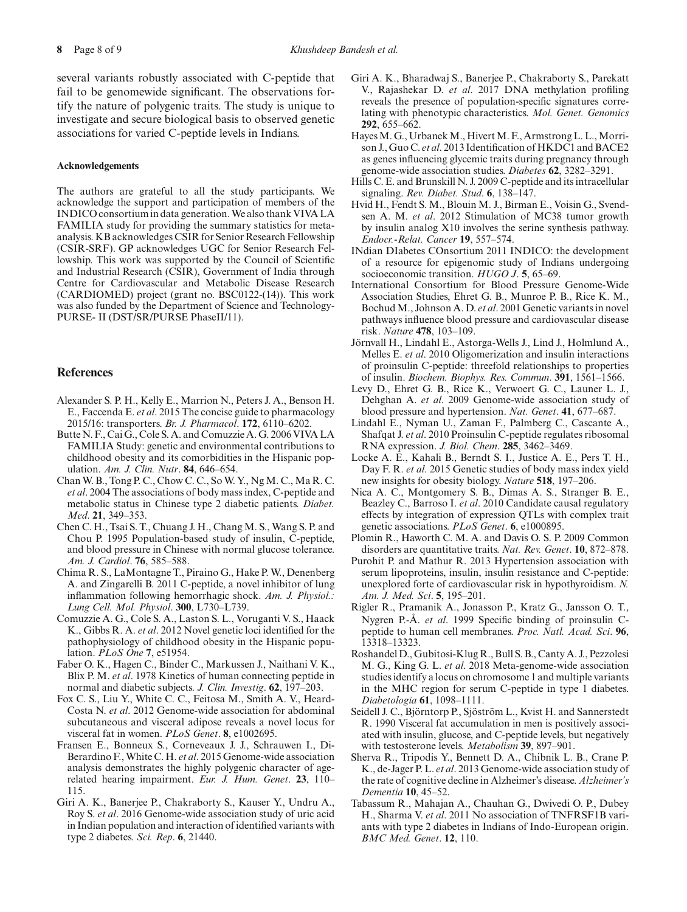several variants robustly associated with C-peptide that fail to be genomewide significant. The observations fortify the nature of polygenic traits. The study is unique to investigate and secure biological basis to observed genetic associations for varied C-peptide levels in Indians.

#### Acknowledgements

The authors are grateful to all the study participants. We acknowledge the support and participation of members of the INDICO consortium in data generation. We also thank VIVA LA FAMILIA study for providing the summary statistics for meta-analysis. KB acknowledges CSIR for Senior Research Fellowship (CSIR-SRF). GP acknowledges UGC for Senior Research Fellowship. This work was supported by the Council of Scientific and Industrial Research (CSIR), Government of India through Centre for Cardiovascular and Metabolic Disease Research (CARDIOMED) project (grant no. BSC0122-(14)). This work was also funded by the Department of Science and Technology-PURSE- II (DST/SR/PURSE PhaseII/11).

## References

Alexander S. P. H., Kelly E., Marrion N., Peters J. A., Benson H. E., Faccenda E. *et al*. 2015 The concise guide to pharmacology 2015/16: transporters. *Br. J. Pharmacol*. **172**, 6110–6202.

Butte N. F., Cai G., Cole S. A. and Comuzzie A. G. 2006 VIVA LA FAMILIA Study: genetic and environmental contributions to childhood obesity and its comorbidities in the Hispanic population. *Am. J. Clin. Nutr*. **84**, 646–654.

Chan W. B., Tong P. C., Chow C. C., So W. Y., Ng M. C., Ma R. C. *et al*. 2004 The associations of body mass index, C-peptide and metabolic status in Chinese type 2 diabetic patients. *Diabet. Med*. **21**, 349–353.

Chen C. H., Tsai S. T., Chuang J. H., Chang M. S., Wang S. P. and Chou P. 1995 Population-based study of insulin, C-peptide, and blood pressure in Chinese with normal glucose tolerance. *Am. J. Cardiol*. **76**, 585–588.

Chima R. S., LaMontagne T., Piraino G., Hake P. W., Denenberg A. and Zingarelli B. 2011 C-peptide, a novel inhibitor of lung inflammation following hemorrhagic shock. *Am. J. Physiol.: Lung Cell. Mol. Physiol*. **300**, L730–L739.

Comuzzie A. G., Cole S. A., Laston S. L., Voruganti V. S., Haack K., Gibbs R. A. *et al*. 2012 Novel genetic loci identified for the pathophysiology of childhood obesity in the Hispanic population. *PLoS One* **7**, e51954.

Faber O. K., Hagen C., Binder C., Markussen J., Naithani V. K., Blix P. M. *et al*. 1978 Kinetics of human connecting peptide in normal and diabetic subjects. *J. Clin. Investig*. **62**, 197–203.

Fox C. S., Liu Y., White C. C., Feitosa M., Smith A. V., Heard-Costa N. *et al*. 2012 Genome-wide association for abdominal subcutaneous and visceral adipose reveals a novel locus for visceral fat in women. *PLoS Genet*. **8**, e1002695.

Fransen E., Bonneux S., Corneveaux J. J., Schrauwen I., Di-Berardino F., White C. H. *et al*. 2015 Genome-wide association analysis demonstrates the highly polygenic character of age-related hearing impairment. *Eur. J. Hum. Genet*. **23**, 110–115.

Giri A. K., Banerjee P., Chakraborty S., Kauser Y., Undru A., Roy S. *et al*. 2016 Genome-wide association study of uric acid in Indian population and interaction of identified variants with type 2 diabetes. *Sci. Rep*. **6**, 21440.

Giri A. K., Bharadwaj S., Banerjee P., Chakraborty S., Parekatt V., Rajashekar D. *et al*. 2017 DNA methylation profiling reveals the presence of population-specific signatures correlating with phenotypic characteristics. *Mol. Genet. Genomics* **292**, 655–662.

Hayes M. G., Urbanek M., Hivert M. F., Armstrong L. L., Morrison J., Guo C. *et al*. 2013 Identification of HKDC1 and BACE2 as genes influencing glycemic traits during pregnancy through genome-wide association studies. *Diabetes* **62**, 3282–3291.

Hills C. E. and Brunskill N. J. 2009 C-peptide and its intracellular signaling. *Rev. Diabet. Stud*. **6**, 138–147.

Hvid H., Fendt S. M., Blouin M. J., Birman E., Voisin G., Svendsen A. M. *et al*. 2012 Stimulation of MC38 tumor growth by insulin analog X10 involves the serine synthesis pathway. *Endocr.-Relat. Cancer* **19**, 557–574.

INdian DIabetes COnsortium 2011 INDICO: the development of a resource for epigenomic study of Indians undergoing socioeconomic transition. *HUGO J*. **5**, 65–69.

International Consortium for Blood Pressure Genome-Wide Association Studies, Ehret G. B., Munroe P. B., Rice K. M., Bochud M., Johnson A. D. *et al*. 2001 Genetic variants in novel pathways influence blood pressure and cardiovascular disease risk. *Nature* **478**, 103–109.

Jörnvall H., Lindahl E., Astorga-Wells J., Lind J., Holmlund A., Melles E. *et al*. 2010 Oligomerization and insulin interactions of proinsulin C-peptide: threefold relationships to properties of insulin. *Biochem. Biophys. Res. Commun*. **391**, 1561–1566.

Levy D., Ehret G. B., Rice K., Verwoert G. C., Launer L. J., Dehghan A. *et al*. 2009 Genome-wide association study of blood pressure and hypertension. *Nat. Genet*. **41**, 677–687.

Lindahl E., Nyman U., Zaman F., Palmberg C., Cascante A., Shafqat J. *et al*. 2010 Proinsulin C-peptide regulates ribosomal RNA expression. *J. Biol. Chem*. **285**, 3462–3469.

Locke A. E., Kahali B., Berndt S. I., Justice A. E., Pers T. H., Day F. R. *et al*. 2015 Genetic studies of body mass index yield new insights for obesity biology. *Nature* **518**, 197–206.

Nica A. C., Montgomery S. B., Dimas A. S., Stranger B. E., Beazley C., Barroso I. *et al*. 2010 Candidate causal regulatory effects by integration of expression QTLs with complex trait genetic associations. *PLoS Genet*. **6**, e1000895.

Plomin R., Haworth C. M. A. and Davis O. S. P. 2009 Common disorders are quantitative traits. *Nat. Rev. Genet*. **10**, 872–878.

Purohit P. and Mathur R. 2013 Hypertension association with serum lipoproteins, insulin, insulin resistance and C-peptide: unexplored forte of cardiovascular risk in hypothyroidism. *N. Am. J. Med. Sci*. **5**, 195–201.

Rigler R., Pramanik A., Jonasson P., Kratz G., Jansson O. T., Nygren P.-Å. *et al*. 1999 Specific binding of proinsulin C-peptide to human cell membranes. *Proc. Natl. Acad. Sci*. **96**, 13318–13323.

Roshandel D., Gubitosi-Klug R., Bull S. B., Canty A. J., Pezzolesi M. G., King G. L. *et al*. 2018 Meta-genome-wide association studies identify a locus on chromosome 1 and multiple variants in the MHC region for serum C-peptide in type 1 diabetes. *Diabetologia* **61**, 1098–1111.

Seidell J. C., Björntorp P., Sjöström L., Kvist H. and Sannerstedt R. 1990 Visceral fat accumulation in men is positively associated with insulin, glucose, and C-peptide levels, but negatively with testosterone levels. *Metabolism* **39**, 897–901.

Sherva R., Tripodis Y., Bennett D. A., Chibnik L. B., Crane P. K., de-Jager P. L. *et al*. 2013 Genome-wide association study of the rate of cognitive decline in Alzheimer's disease. *Alzheimer's Dementia* **10**, 45–52.

Tabassum R., Mahajan A., Chauhan G., Dwivedi O. P., Dubey H., Sharma V. *et al*. 2011 No association of TNFRSF1B variants with type 2 diabetes in Indians of Indo-European origin. *BMC Med. Genet*. **12**, 110.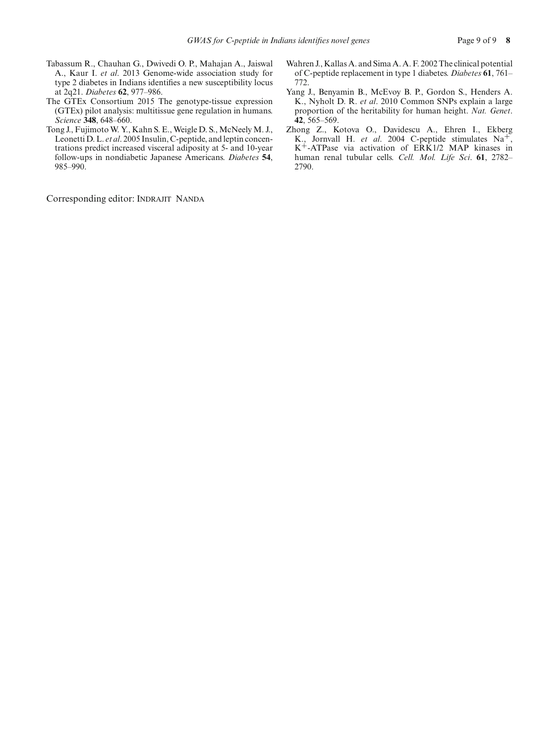Tabassum R., Chauhan G., Dwivedi O. P., Mahajan A., Jaiswal A., Kaur I. *et al*. 2013 Genome-wide association study for type 2 diabetes in Indians identifies a new susceptibility locus at 2q21. *Diabetes* **62**, 977–986.

The GTEx Consortium 2015 The genotype-tissue expression (GTEx) pilot analysis: multitissue gene regulation in humans. *Science* **348**, 648–660.

Tong J., Fujimoto W. Y., Kahn S. E., Weigle D. S., McNeely M. J., Leonetti D. L. *et al*. 2005 Insulin, C-peptide, and leptin concentrations predict increased visceral adiposity at 5- and 10-year follow-ups in nondiabetic Japanese Americans. *Diabetes* **54**, 985–990.

Wahren J., Kallas A. and Sima A. A. F. 2002 The clinical potential of C-peptide replacement in type 1 diabetes. *Diabetes* **61**, 761–772.

Yang J., Benyamin B., McEvoy B. P., Gordon S., Henders A. K., Nyholt D. R. *et al*. 2010 Common SNPs explain a large proportion of the heritability for human height. *Nat. Genet*. **42**, 565–569.

Zhong Z., Kotova O., Davidescu A., Ehren I., Ekberg K., Jornvall H. *et al*. 2004 C-peptide stimulates $Na^{+}$, $K^{+}$-ATPase via activation of ERK1/2 MAP kinases in human renal tubular cells. *Cell. Mol. Life Sci*. **61**, 2782–2790.

Corresponding editor: INDRAJIT NANDA